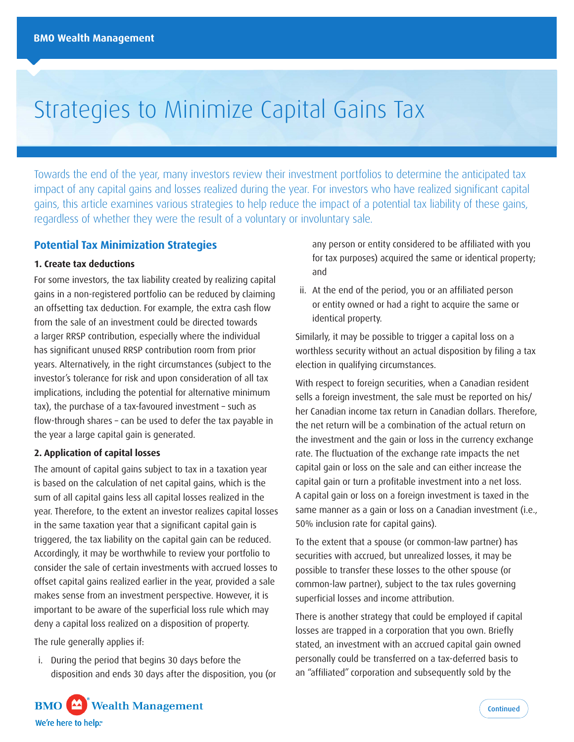# Strategies to Minimize Capital Gains Tax

Towards the end of the year, many investors review their investment portfolios to determine the anticipated tax impact of any capital gains and losses realized during the year. For investors who have realized significant capital gains, this article examines various strategies to help reduce the impact of a potential tax liability of these gains, regardless of whether they were the result of a voluntary or involuntary sale.

## Potential Tax Minimization Strategies

### 1. Create tax deductions

For some investors, the tax liability created by realizing capital gains in a non-registered portfolio can be reduced by claiming an offsetting tax deduction. For example, the extra cash flow from the sale of an investment could be directed towards a larger RRSP contribution, especially where the individual has significant unused RRSP contribution room from prior years. Alternatively, in the right circumstances (subject to the investor's tolerance for risk and upon consideration of all tax implications, including the potential for alternative minimum tax), the purchase of a tax-favoured investment – such as flow-through shares – can be used to defer the tax payable in the year a large capital gain is generated.

### 2. Application of capital losses

The amount of capital gains subject to tax in a taxation year is based on the calculation of net capital gains, which is the sum of all capital gains less all capital losses realized in the year. Therefore, to the extent an investor realizes capital losses in the same taxation year that a significant capital gain is triggered, the tax liability on the capital gain can be reduced. Accordingly, it may be worthwhile to review your portfolio to consider the sale of certain investments with accrued losses to offset capital gains realized earlier in the year, provided a sale makes sense from an investment perspective. However, it is important to be aware of the superficial loss rule which may deny a capital loss realized on a disposition of property.

The rule generally applies if:

i. During the period that begins 30 days before the disposition and ends 30 days after the disposition, you (or any person or entity considered to be affiliated with you for tax purposes) acquired the same or identical property; and

ii. At the end of the period, you or an affiliated person or entity owned or had a right to acquire the same or identical property.

Similarly, it may be possible to trigger a capital loss on a worthless security without an actual disposition by filing a tax election in qualifying circumstances.

With respect to foreign securities, when a Canadian resident sells a foreign investment, the sale must be reported on his/her Canadian income tax return in Canadian dollars. Therefore, the net return will be a combination of the actual return on the investment and the gain or loss in the currency exchange rate. The fluctuation of the exchange rate impacts the net capital gain or loss on the sale and can either increase the capital gain or turn a profitable investment into a net loss. A capital gain or loss on a foreign investment is taxed in the same manner as a gain or loss on a Canadian investment (i.e., 50% inclusion rate for capital gains).

To the extent that a spouse (or common-law partner) has securities with accrued, but unrealized losses, it may be possible to transfer these losses to the other spouse (or common-law partner), subject to the tax rules governing superficial losses and income attribution.

There is another strategy that could be employed if capital losses are trapped in a corporation that you own. Briefly stated, an investment with an accrued capital gain owned personally could be transferred on a tax-deferred basis to an "affiliated" corporation and subsequently sold by the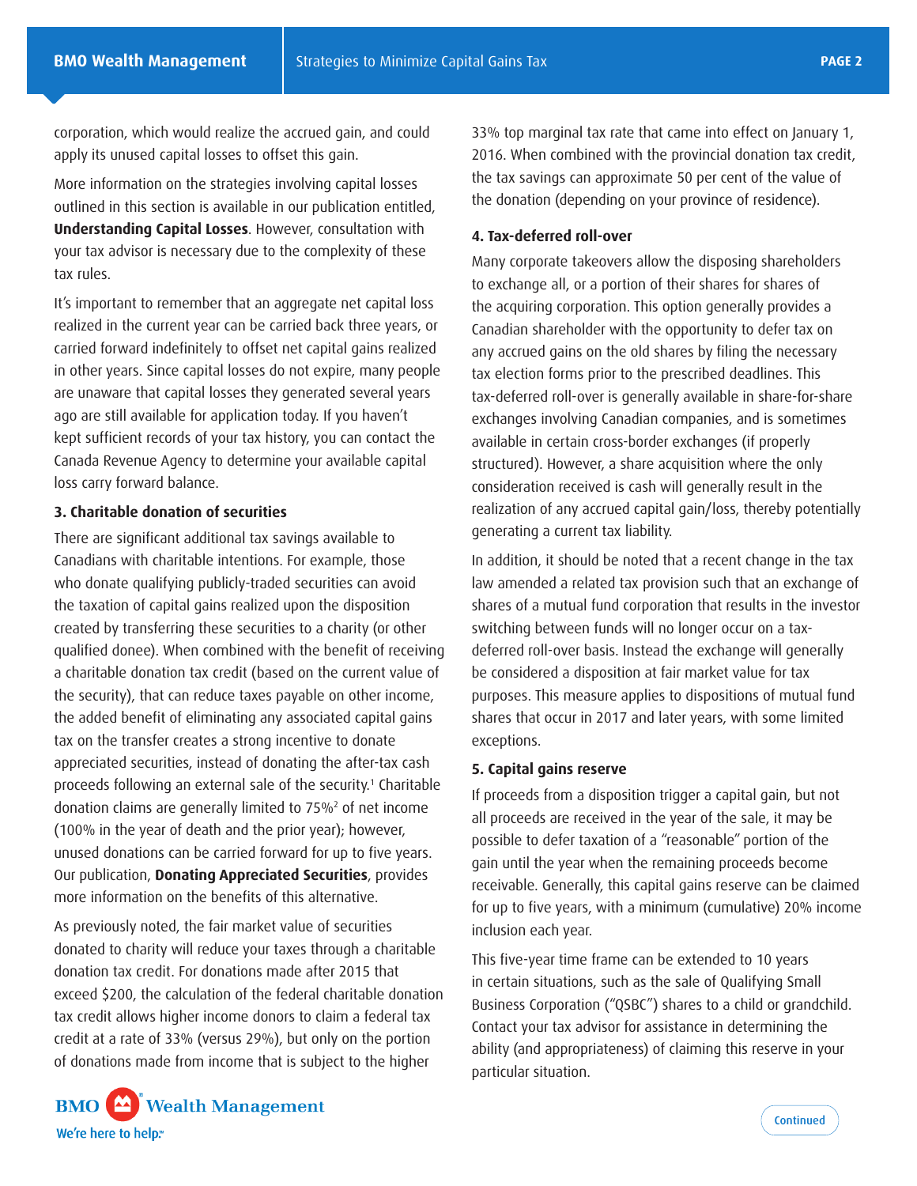corporation, which would realize the accrued gain, and could apply its unused capital losses to offset this gain.

More information on the strategies involving capital losses outlined in this section is available in our publication entitled, **Understanding Capital Losses**. However, consultation with your tax advisor is necessary due to the complexity of these tax rules.

It's important to remember that an aggregate net capital loss realized in the current year can be carried back three years, or carried forward indefinitely to offset net capital gains realized in other years. Since capital losses do not expire, many people are unaware that capital losses they generated several years ago are still available for application today. If you haven't kept sufficient records of your tax history, you can contact the Canada Revenue Agency to determine your available capital loss carry forward balance.

### 3. Charitable donation of securities

There are significant additional tax savings available to Canadians with charitable intentions. For example, those who donate qualifying publicly-traded securities can avoid the taxation of capital gains realized upon the disposition created by transferring these securities to a charity (or other qualified donee). When combined with the benefit of receiving a charitable donation tax credit (based on the current value of the security), that can reduce taxes payable on other income, the added benefit of eliminating any associated capital gains tax on the transfer creates a strong incentive to donate appreciated securities, instead of donating the after-tax cash proceeds following an external sale of the security.[1] Charitable donation claims are generally limited to 75%[2] of net income (100% in the year of death and the prior year); however, unused donations can be carried forward for up to five years. Our publication, **Donating Appreciated Securities**, provides more information on the benefits of this alternative.

As previously noted, the fair market value of securities donated to charity will reduce your taxes through a charitable donation tax credit. For donations made after 2015 that exceed $200, the calculation of the federal charitable donation tax credit allows higher income donors to claim a federal tax credit at a rate of 33% (versus 29%), but only on the portion of donations made from income that is subject to the higher 33% top marginal tax rate that came into effect on January 1, 2016. When combined with the provincial donation tax credit, the tax savings can approximate 50 per cent of the value of the donation (depending on your province of residence).

### 4. Tax-deferred roll-over

Many corporate takeovers allow the disposing shareholders to exchange all, or a portion of their shares for shares of the acquiring corporation. This option generally provides a Canadian shareholder with the opportunity to defer tax on any accrued gains on the old shares by filing the necessary tax election forms prior to the prescribed deadlines. This tax-deferred roll-over is generally available in share-for-share exchanges involving Canadian companies, and is sometimes available in certain cross-border exchanges (if properly structured). However, a share acquisition where the only consideration received is cash will generally result in the realization of any accrued capital gain/loss, thereby potentially generating a current tax liability.

In addition, it should be noted that a recent change in the tax law amended a related tax provision such that an exchange of shares of a mutual fund corporation that results in the investor switching between funds will no longer occur on a tax-deferred roll-over basis. Instead the exchange will generally be considered a disposition at fair market value for tax purposes. This measure applies to dispositions of mutual fund shares that occur in 2017 and later years, with some limited exceptions.

### 5. Capital gains reserve

If proceeds from a disposition trigger a capital gain, but not all proceeds are received in the year of the sale, it may be possible to defer taxation of a "reasonable" portion of the gain until the year when the remaining proceeds become receivable. Generally, this capital gains reserve can be claimed for up to five years, with a minimum (cumulative) 20% income inclusion each year.

This five-year time frame can be extended to 10 years in certain situations, such as the sale of Qualifying Small Business Corporation ("QSBC") shares to a child or grandchild. Contact your tax advisor for assistance in determining the ability (and appropriateness) of claiming this reserve in your particular situation.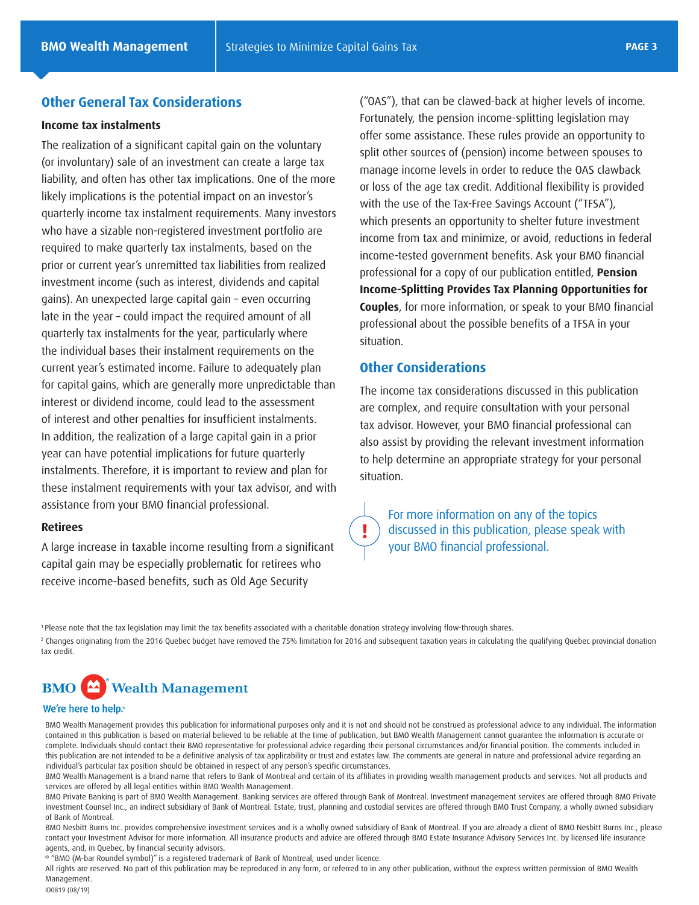## Other General Tax Considerations

**Income tax instalments**

The realization of a significant capital gain on the voluntary (or involuntary) sale of an investment can create a large tax liability, and often has other tax implications. One of the more likely implications is the potential impact on an investor's quarterly income tax instalment requirements. Many investors who have a sizable non-registered investment portfolio are required to make quarterly tax instalments, based on the prior or current year's unremitted tax liabilities from realized investment income (such as interest, dividends and capital gains). An unexpected large capital gain – even occurring late in the year – could impact the required amount of all quarterly tax instalments for the year, particularly where the individual bases their instalment requirements on the current year's estimated income. Failure to adequately plan for capital gains, which are generally more unpredictable than interest or dividend income, could lead to the assessment of interest and other penalties for insufficient instalments. In addition, the realization of a large capital gain in a prior year can have potential implications for future quarterly instalments. Therefore, it is important to review and plan for these instalment requirements with your tax advisor, and with assistance from your BMO financial professional.

**Retirees**

A large increase in taxable income resulting from a significant capital gain may be especially problematic for retirees who receive income-based benefits, such as Old Age Security ("OAS"), that can be clawed-back at higher levels of income. Fortunately, the pension income-splitting legislation may offer some assistance. These rules provide an opportunity to split other sources of (pension) income between spouses to manage income levels in order to reduce the OAS clawback or loss of the age tax credit. Additional flexibility is provided with the use of the Tax-Free Savings Account ("TFSA"), which presents an opportunity to shelter future investment income from tax and minimize, or avoid, reductions in federal income-tested government benefits. Ask your BMO financial professional for a copy of our publication entitled, **Pension Income-Splitting Provides Tax Planning Opportunities for Couples**, for more information, or speak to your BMO financial professional about the possible benefits of a TFSA in your situation.

## Other Considerations

The income tax considerations discussed in this publication are complex, and require consultation with your personal tax advisor. However, your BMO financial professional can also assist by providing the relevant investment information to help determine an appropriate strategy for your personal situation.

For more information on any of the topics discussed in this publication, please speak with your BMO financial professional.

[1] Please note that the tax legislation may limit the tax benefits associated with a charitable donation strategy involving flow-through shares.

[2] Changes originating from the 2016 Quebec budget have removed the 75% limitation for 2016 and subsequent taxation years in calculating the qualifying Quebec provincial donation tax credit.

BMO Wealth Management

We're here to help.™

BMO Wealth Management provides this publication for informational purposes only and it is not and should not be construed as professional advice to any individual. The information contained in this publication is based on material believed to be reliable at the time of publication, but BMO Wealth Management cannot guarantee the information is accurate or complete. Individuals should contact their BMO representative for professional advice regarding their personal circumstances and/or financial position. The comments included in this publication are not intended to be a definitive analysis of tax applicability or trust and estates law. The comments are general in nature and professional advice regarding an individual's particular tax position should be obtained in respect of any person's specific circumstances.

BMO Wealth Management is a brand name that refers to Bank of Montreal and certain of its affiliates in providing wealth management products and services. Not all products and services are offered by all legal entities within BMO Wealth Management.

BMO Private Banking is part of BMO Wealth Management. Banking services are offered through Bank of Montreal. Investment management services are offered through BMO Private Investment Counsel Inc., an indirect subsidiary of Bank of Montreal. Estate, trust, planning and custodial services are offered through BMO Trust Company, a wholly owned subsidiary of Bank of Montreal.

BMO Nesbitt Burns Inc. provides comprehensive investment services and is a wholly owned subsidiary of Bank of Montreal. If you are already a client of BMO Nesbitt Burns Inc., please contact your Investment Advisor for more information. All insurance products and advice are offered through BMO Estate Insurance Advisory Services Inc. by licensed life insurance agents, and, in Quebec, by financial security advisors.

® "BMO (M-bar Roundel symbol)" is a registered trademark of Bank of Montreal, used under licence.

All rights are reserved. No part of this publication may be reproduced in any form, or referred to in any other publication, without the express written permission of BMO Wealth Management.

ID0819 (08/19)